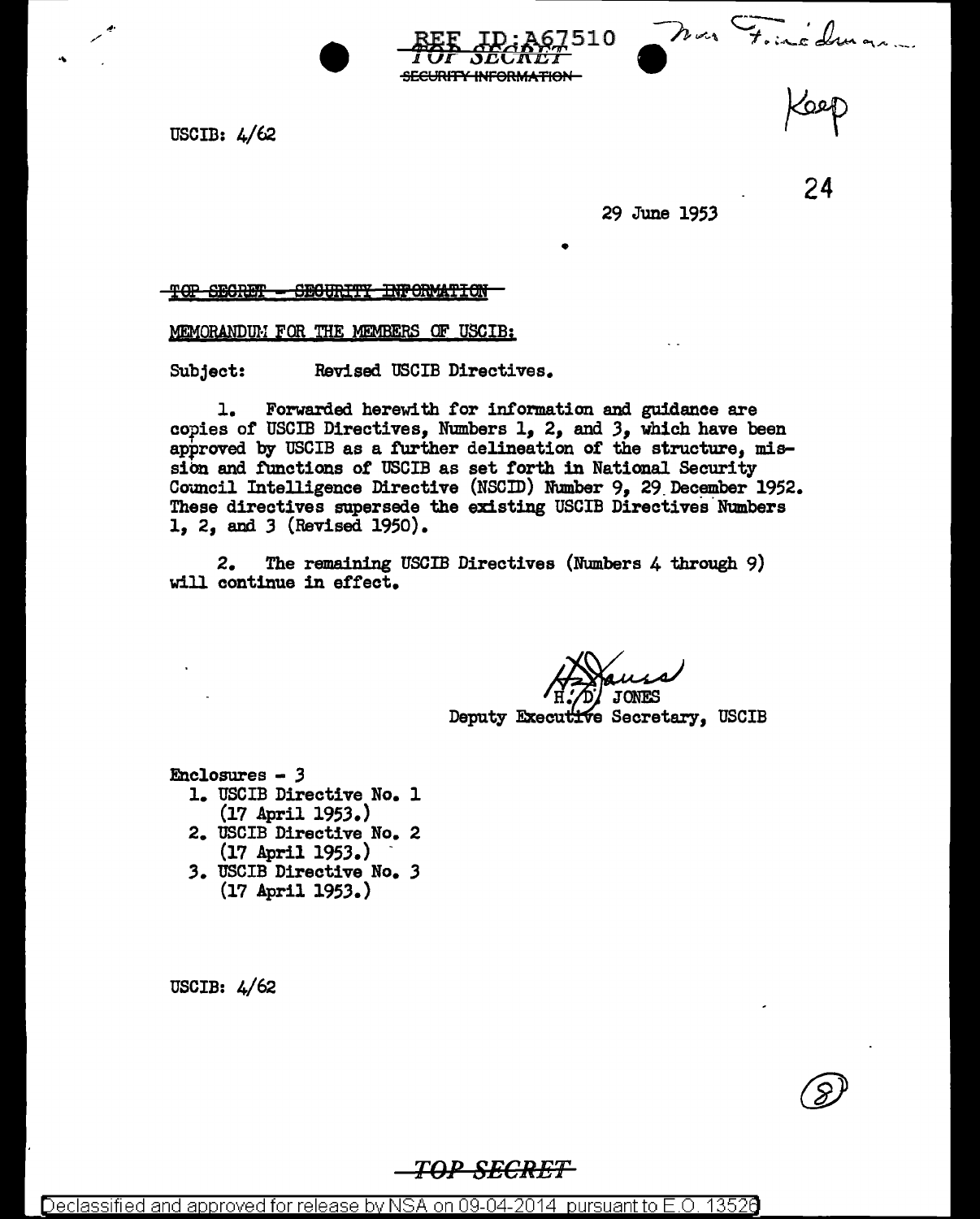REF ID:A67510

TOP SECRET
SECURITY INFORMATION

Mr Friedman

Keep

USCIB: 4/62

24

29 June 1953

TOP SECRET - SECURITY INFORMATION

MEMORANDUM FOR THE MEMBERS OF USCIB:

Subject: Revised USCIB Directives.

1. Forwarded herewith for information and guidance are copies of USCIB Directives, Numbers 1, 2, and 3, which have been approved by USCIB as a further delineation of the structure, mission and functions of USCIB as set forth in National Security Council Intelligence Directive (NSCID) Number 9, 29 December 1952. These directives supersede the existing USCIB Directives Numbers 1, 2, and 3 (Revised 1950).

2. The remaining USCIB Directives (Numbers 4 through 9) will continue in effect.

H. D. JONES
Deputy Executive Secretary, USCIB

Enclosures - 3
1. USCIB Directive No. 1 (17 April 1953.)
2. USCIB Directive No. 2 (17 April 1953.)
3. USCIB Directive No. 3 (17 April 1953.)

USCIB: 4/62

(8)

TOP SECRET

Declassified and approved for release by NSA on 09-04-2014 pursuant to E.O. 13526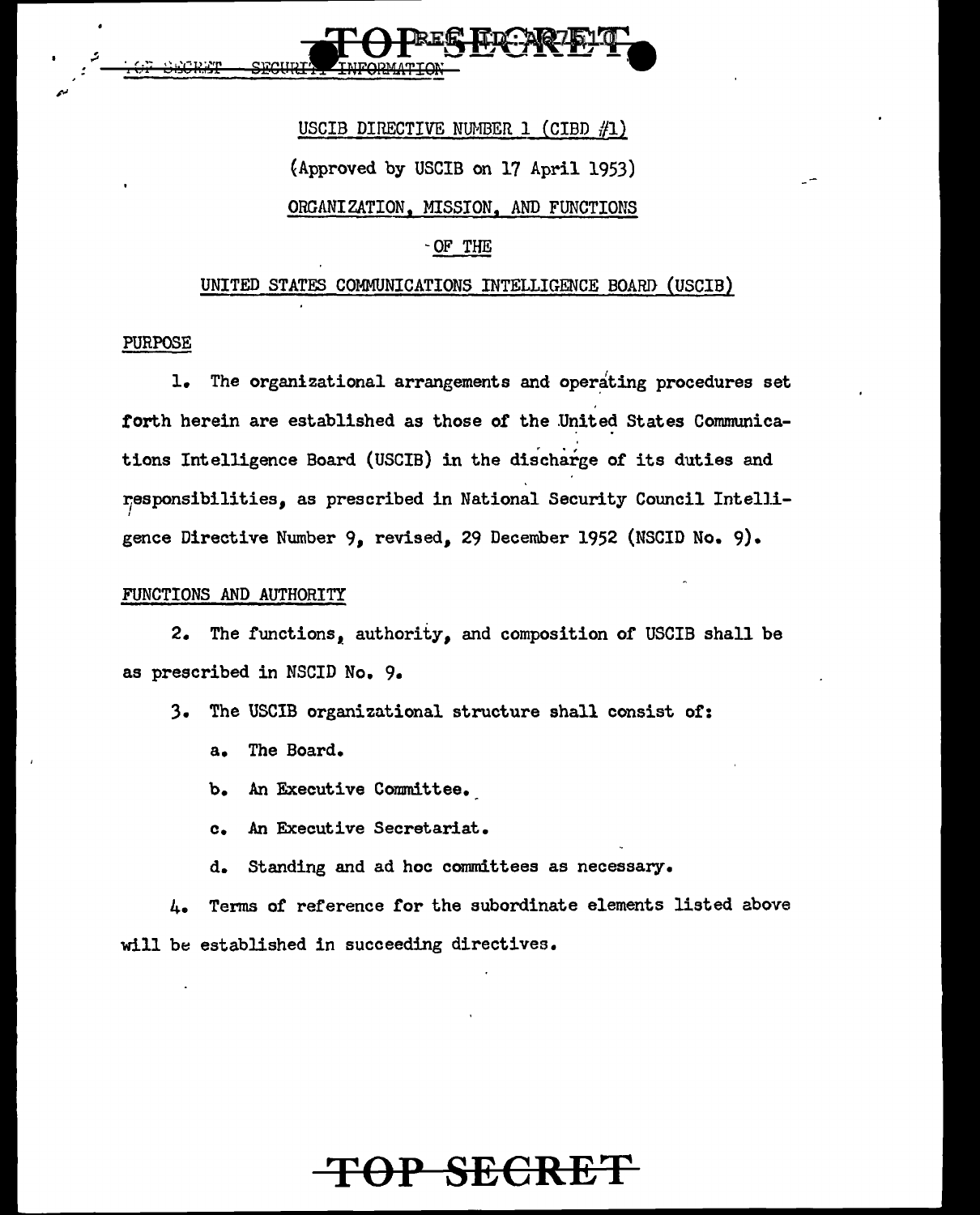USCIB DIRECTIVE NUMBER 1 (CIBD #1)

(Approved by USCIB on 17 April 1953)

ORGANIZATION, MISSION, AND FUNCTIONS

OF THE

UNITED STATES COMMUNICATIONS INTELLIGENCE BOARD (USCIB)

## PURPOSE

1. The organizational arrangements and operating procedures set forth herein are established as those of the United States Communications Intelligence Board (USCIB) in the discharge of its duties and responsibilities, as prescribed in National Security Council Intelligence Directive Number 9, revised, 29 December 1952 (NSCID No. 9).

## FUNCTIONS AND AUTHORITY

2. The functions, authority, and composition of USCIB shall be as prescribed in NSCID No. 9.

3. The USCIB organizational structure shall consist of:

   a. The Board.

   b. An Executive Committee.

   c. An Executive Secretariat.

   d. Standing and ad hoc committees as necessary.

4. Terms of reference for the subordinate elements listed above will be established in succeeding directives.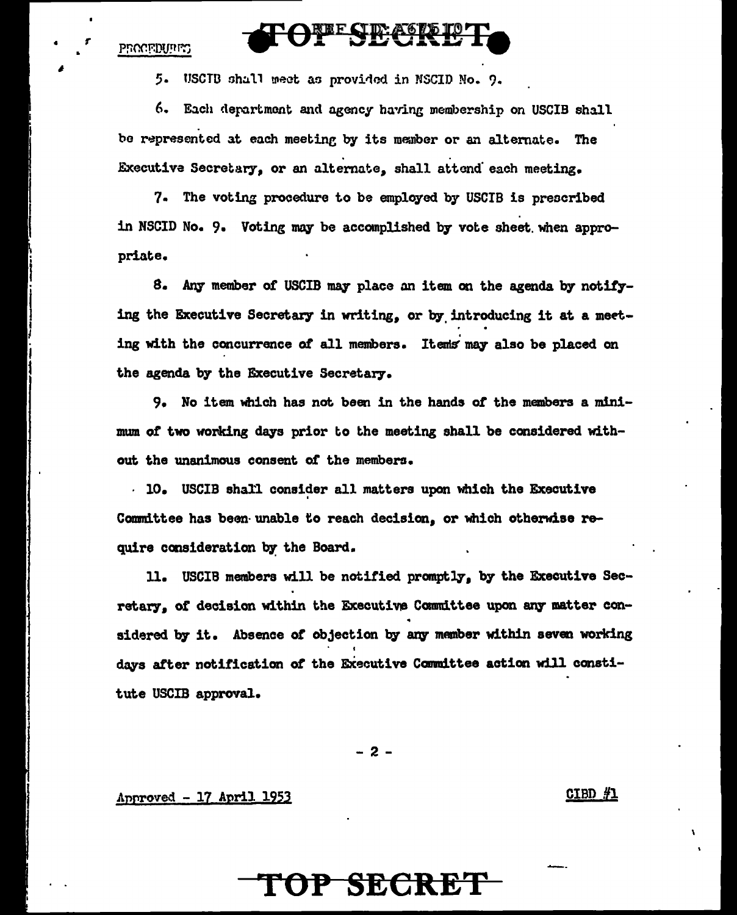PROCEDURES

5. USCIB shall meet as provided in NSCID No. 9.

6. Each department and agency having membership on USCIB shall be represented at each meeting by its member or an alternate. The Executive Secretary, or an alternate, shall attend each meeting.

7. The voting procedure to be employed by USCIB is prescribed in NSCID No. 9. Voting may be accomplished by vote sheet when appropriate.

8. Any member of USCIB may place an item on the agenda by notifying the Executive Secretary in writing, or by introducing it at a meeting with the concurrence of all members. Items may also be placed on the agenda by the Executive Secretary.

9. No item which has not been in the hands of the members a minimum of two working days prior to the meeting shall be considered without the unanimous consent of the members.

10. USCIB shall consider all matters upon which the Executive Committee has been unable to reach decision, or which otherwise require consideration by the Board.

11. USCIB members will be notified promptly, by the Executive Secretary, of decision within the Executive Committee upon any matter considered by it. Absence of objection by any member within seven working days after notification of the Executive Committee action will constitute USCIB approval.

Approved - 17 April 1953

CIBD #1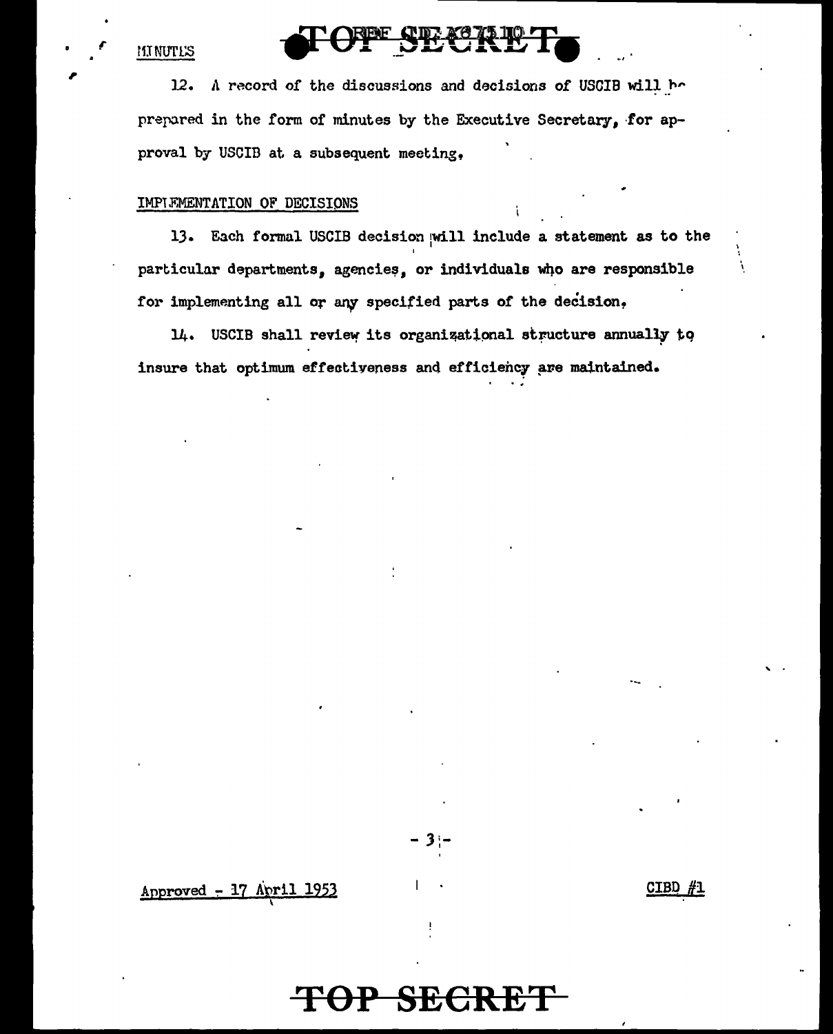12. A record of the discussions and decisions of USCIB will be prepared in the form of minutes by the Executive Secretary, for approval by USCIB at a subsequent meeting.

IMPLEMENTATION OF DECISIONS

13. Each formal USCIB decision will include a statement as to the particular departments, agencies, or individuals who are responsible for implementing all or any specified parts of the decision.

14. USCIB shall review its organizational structure annually to insure that optimum effectiveness and efficiency are maintained.

Approved - 17 April 1953

CIBD #1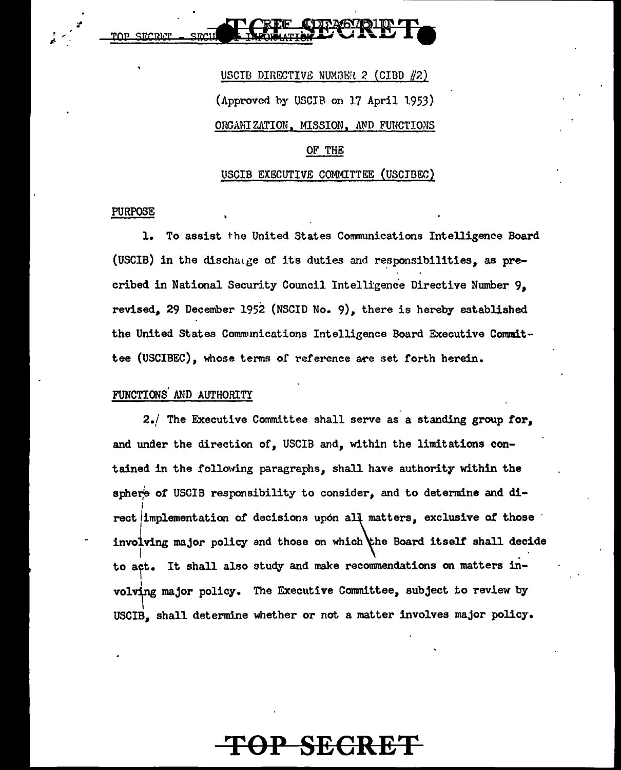USCIB DIRECTIVE NUMBER 2 (CIBD #2)

(Approved by USCIB on 17 April 1953)

ORGANIZATION, MISSION, AND FUNCTIONS

OF THE

USCIB EXECUTIVE COMMITTEE (USCIBEC)

## PURPOSE

1. To assist the United States Communications Intelligence Board (USCIB) in the discharge of its duties and responsibilities, as precribed in National Security Council Intelligence Directive Number 9, revised, 29 December 1952 (NSCID No. 9), there is hereby established the United States Communications Intelligence Board Executive Committee (USCIBEC), whose terms of reference are set forth herein.

## FUNCTIONS AND AUTHORITY

2. The Executive Committee shall serve as a standing group for, and under the direction of, USCIB and, within the limitations contained in the following paragraphs, shall have authority within the sphere of USCIB responsibility to consider, and to determine and direct implementation of decisions upon all matters, exclusive of those involving major policy and those on which the Board itself shall decide to act. It shall also study and make recommendations on matters involving major policy. The Executive Committee, subject to review by USCIB, shall determine whether or not a matter involves major policy.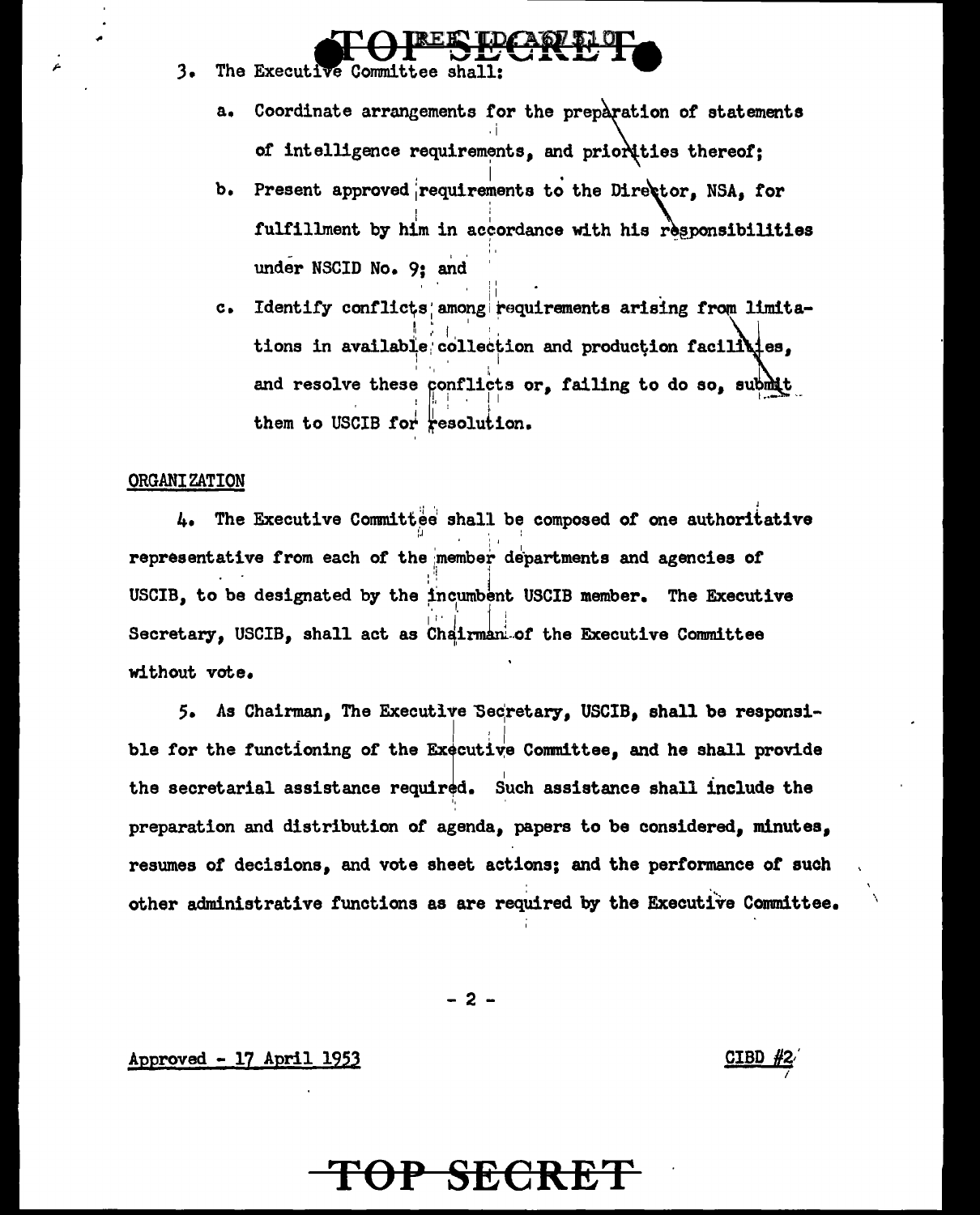3. The Executive Committee shall:

   a. Coordinate arrangements for the preparation of statements of intelligence requirements, and priorities thereof;

   b. Present approved requirements to the Director, NSA, for fulfillment by him in accordance with his responsibilities under NSCID No. 9; and

   c. Identify conflicts among requirements arising from limitations in available collection and production facilities, and resolve these conflicts or, failing to do so, submit them to USCIB for resolution.

ORGANIZATION

4. The Executive Committee shall be composed of one authoritative representative from each of the member departments and agencies of USCIB, to be designated by the incumbent USCIB member. The Executive Secretary, USCIB, shall act as Chairman of the Executive Committee without vote.

5. As Chairman, The Executive Secretary, USCIB, shall be responsible for the functioning of the Executive Committee, and he shall provide the secretarial assistance required. Such assistance shall include the preparation and distribution of agenda, papers to be considered, minutes, resumes of decisions, and vote sheet actions; and the performance of such other administrative functions as are required by the Executive Committee.

Approved - 17 April 1953 CIBD #2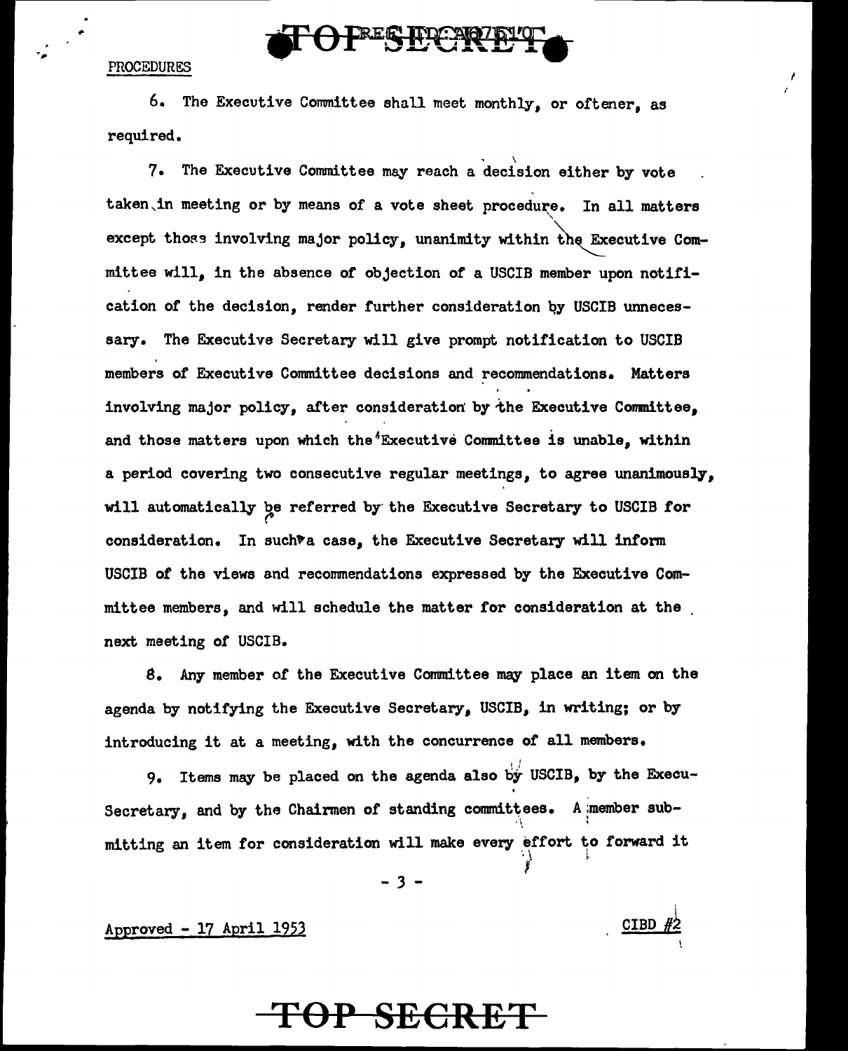PROCEDURES

6. The Executive Committee shall meet monthly, or oftener, as required.

7. The Executive Committee may reach a decision either by vote taken in meeting or by means of a vote sheet procedure. In all matters except those involving major policy, unanimity within the Executive Committee will, in the absence of objection of a USCIB member upon notification of the decision, render further consideration by USCIB unnecessary. The Executive Secretary will give prompt notification to USCIB members of Executive Committee decisions and recommendations. Matters involving major policy, after consideration by the Executive Committee, and those matters upon which the Executive Committee is unable, within a period covering two consecutive regular meetings, to agree unanimously, will automatically be referred by the Executive Secretary to USCIB for consideration. In such a case, the Executive Secretary will inform USCIB of the views and recommendations expressed by the Executive Committee members, and will schedule the matter for consideration at the next meeting of USCIB.

8. Any member of the Executive Committee may place an item on the agenda by notifying the Executive Secretary, USCIB, in writing; or by introducing it at a meeting, with the concurrence of all members.

9. Items may be placed on the agenda also by USCIB, by the Execu- Secretary, and by the Chairmen of standing committees. A member submitting an item for consideration will make every effort to forward it

Approved - 17 April 1953

CIBD #2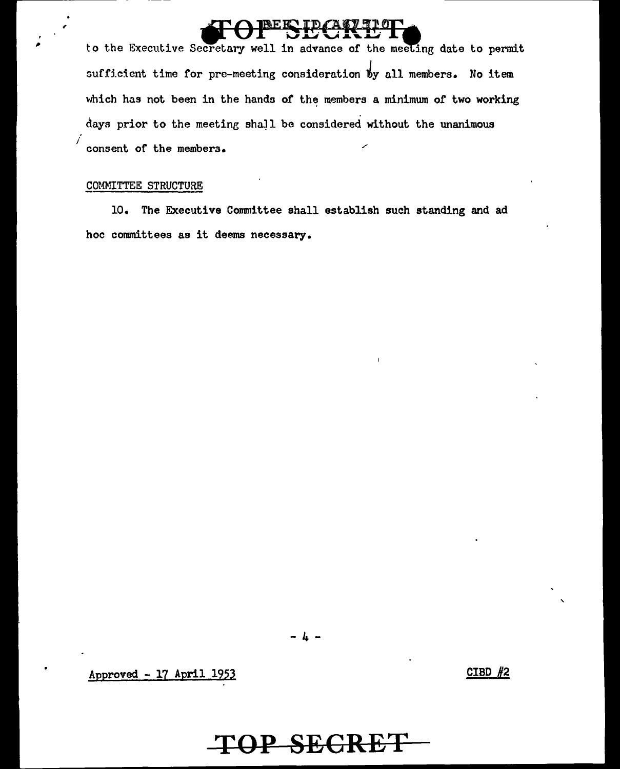to the Executive Secretary well in advance of the meeting date to permit sufficient time for pre-meeting consideration by all members. No item which has not been in the hands of the members a minimum of two working days prior to the meeting shall be considered without the unanimous consent of the members.

COMMITTEE STRUCTURE

10. The Executive Committee shall establish such standing and ad hoc committees as it deems necessary.

Approved - 17 April 1953

CIBD #2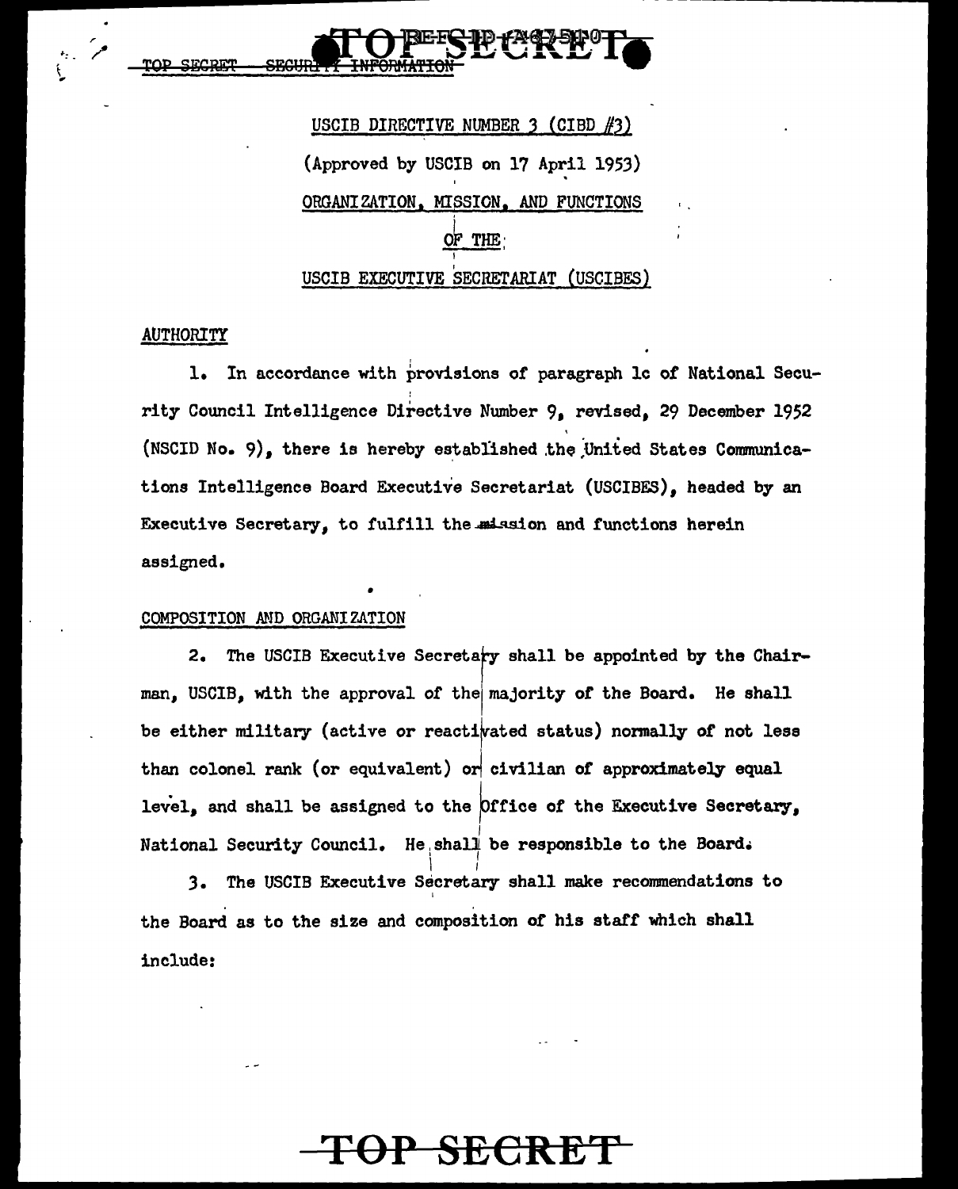TOP SECRET SECURITY INFORMATION

USCIB DIRECTIVE NUMBER 3 (CIBD #3)

(Approved by USCIB on 17 April 1953)

ORGANIZATION, MISSION, AND FUNCTIONS

OF THE

USCIB EXECUTIVE SECRETARIAT (USCIBES)

## AUTHORITY

1. In accordance with provisions of paragraph 1c of National Security Council Intelligence Directive Number 9, revised, 29 December 1952 (NSCID No. 9), there is hereby established the United States Communications Intelligence Board Executive Secretariat (USCIBES), headed by an Executive Secretary, to fulfill the mission and functions herein assigned.

## COMPOSITION AND ORGANIZATION

2. The USCIB Executive Secretary shall be appointed by the Chairman, USCIB, with the approval of the majority of the Board. He shall be either military (active or reactivated status) normally of not less than colonel rank (or equivalent) or civilian of approximately equal level, and shall be assigned to the Office of the Executive Secretary, National Security Council. He shall be responsible to the Board.

3. The USCIB Executive Secretary shall make recommendations to the Board as to the size and composition of his staff which shall include:

TOP SECRET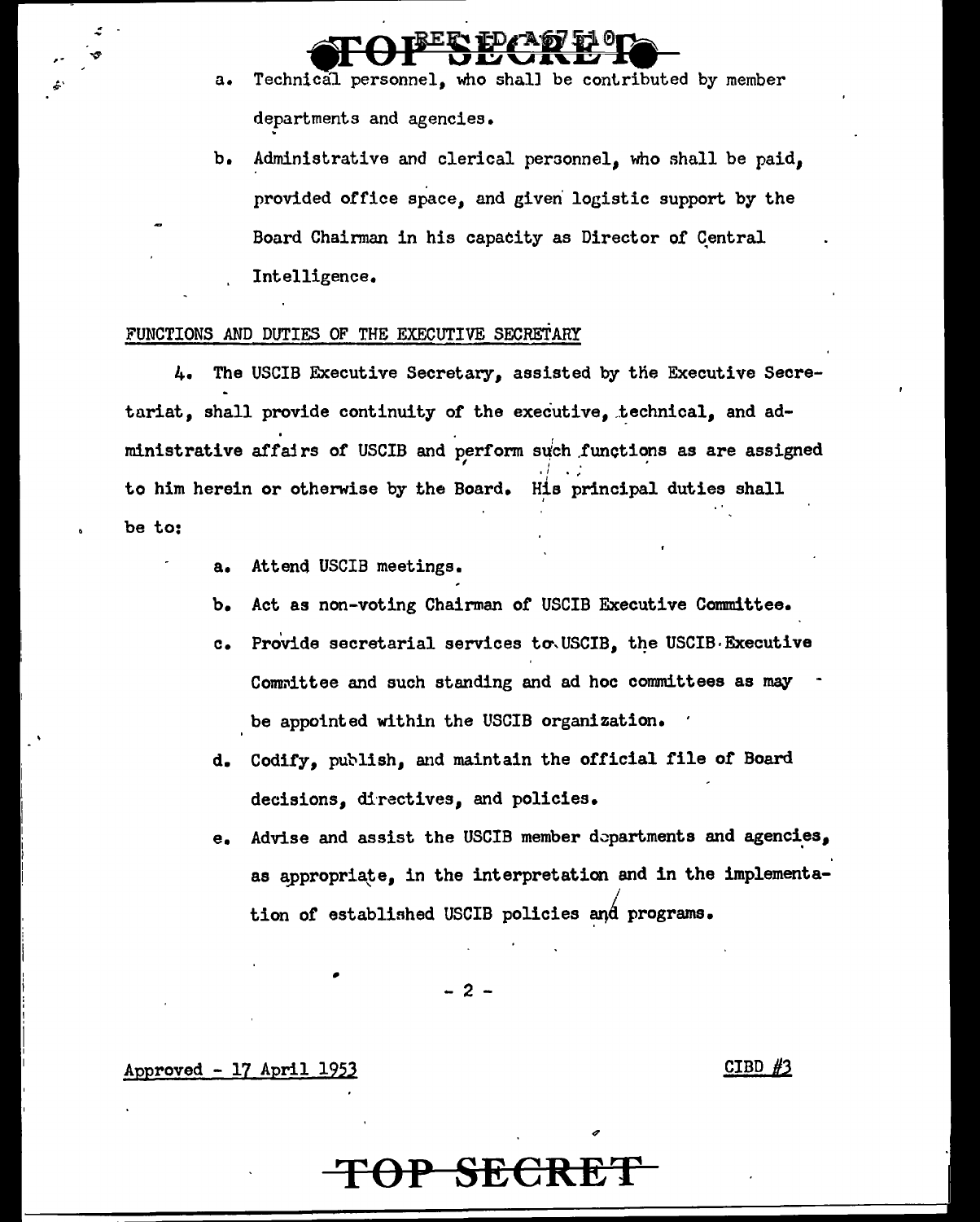TOP SECRET

a. Technical personnel, who shall be contributed by member departments and agencies.

b. Administrative and clerical personnel, who shall be paid, provided office space, and given logistic support by the Board Chairman in his capacity as Director of Central Intelligence.

FUNCTIONS AND DUTIES OF THE EXECUTIVE SECRETARY

4. The USCIB Executive Secretary, assisted by the Executive Secretariat, shall provide continuity of the executive, technical, and administrative affairs of USCIB and perform such functions as are assigned to him herein or otherwise by the Board. His principal duties shall be to:

a. Attend USCIB meetings.

b. Act as non-voting Chairman of USCIB Executive Committee.

c. Provide secretarial services to USCIB, the USCIB Executive Committee and such standing and ad hoc committees as may be appointed within the USCIB organization.

d. Codify, publish, and maintain the official file of Board decisions, directives, and policies.

e. Advise and assist the USCIB member departments and agencies, as appropriate, in the interpretation and in the implementation of established USCIB policies and programs.

Approved - 17 April 1953 CIBD #3

TOP SECRET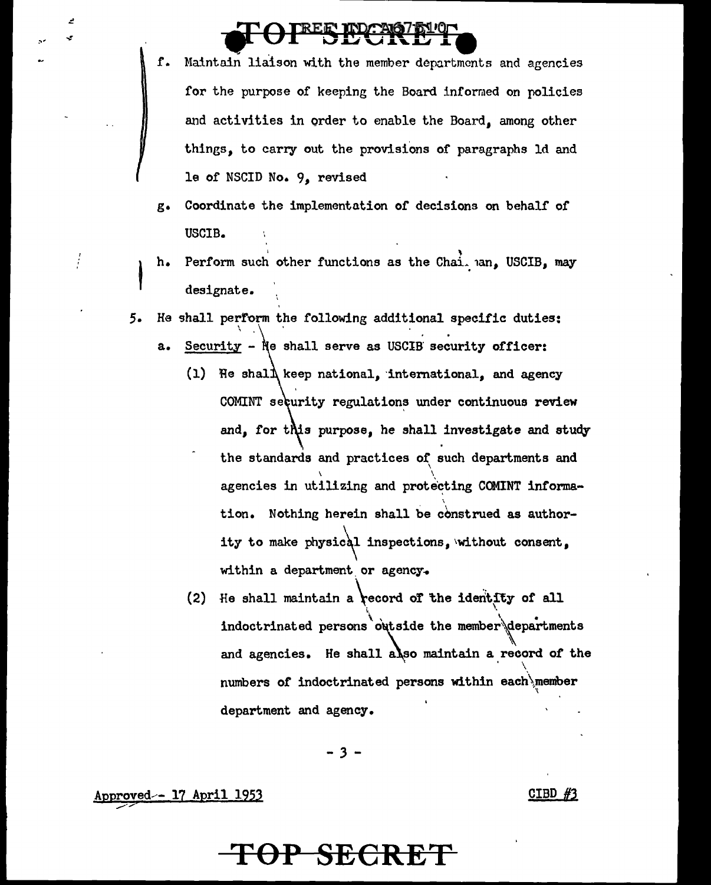f. Maintain liaison with the member departments and agencies for the purpose of keeping the Board informed on policies and activities in order to enable the Board, among other things, to carry out the provisions of paragraphs 1d and 1e of NSCID No. 9, revised

g. Coordinate the implementation of decisions on behalf of USCIB.

h. Perform such other functions as the Chairman, USCIB, may designate.

5. He shall perform the following additional specific duties:

   a. Security - He shall serve as USCIB security officer:

      (1) He shall keep national, international, and agency COMINT security regulations under continuous review and, for this purpose, he shall investigate and study the standards and practices of such departments and agencies in utilizing and protecting COMINT information. Nothing herein shall be construed as authority to make physical inspections, without consent, within a department or agency.

      (2) He shall maintain a record of the identity of all indoctrinated persons outside the member departments and agencies. He shall also maintain a record of the numbers of indoctrinated persons within each member department and agency.

Approved - 17 April 1953

CIBD #3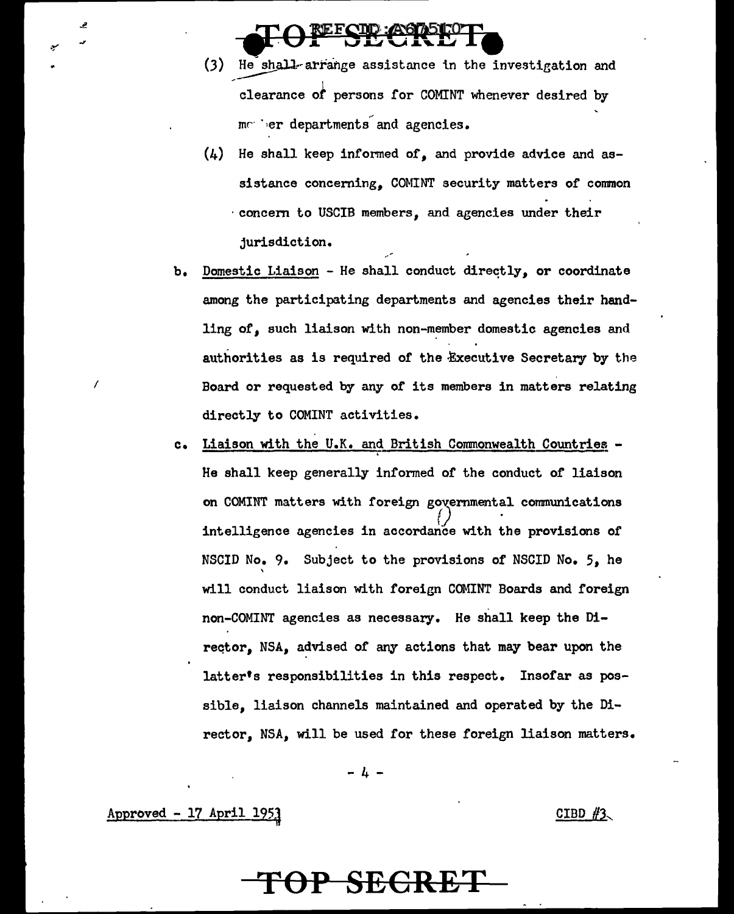(3) He shall arrange assistance in the investigation and clearance of persons for COMINT whenever desired by member departments and agencies.

(4) He shall keep informed of, and provide advice and assistance concerning, COMINT security matters of common concern to USCIB members, and agencies under their jurisdiction.

b. Domestic Liaison - He shall conduct directly, or coordinate among the participating departments and agencies their handling of, such liaison with non-member domestic agencies and authorities as is required of the Executive Secretary by the Board or requested by any of its members in matters relating directly to COMINT activities.

c. Liaison with the U.K. and British Commonwealth Countries - He shall keep generally informed of the conduct of liaison on COMINT matters with foreign governmental communications intelligence agencies in accordance with the provisions of NSCID No. 9. Subject to the provisions of NSCID No. 5, he will conduct liaison with foreign COMINT Boards and foreign non-COMINT agencies as necessary. He shall keep the Director, NSA, advised of any actions that may bear upon the latter's responsibilities in this respect. Insofar as possible, liaison channels maintained and operated by the Director, NSA, will be used for these foreign liaison matters.

Approved - 17 April 1953 CIBD #3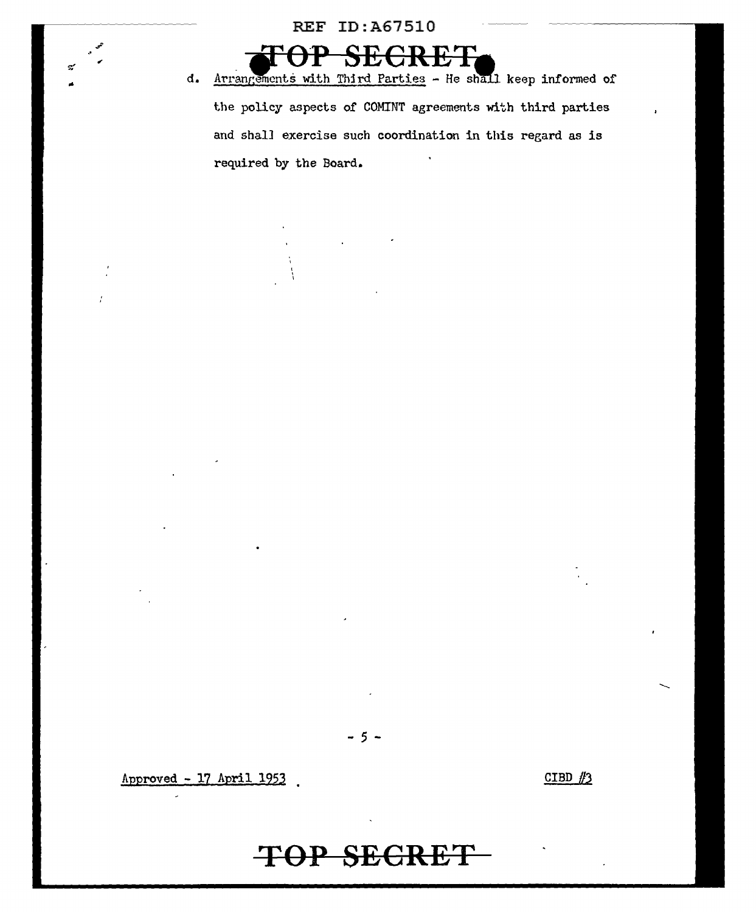d. Arrangements with Third Parties - He shall keep informed of the policy aspects of COMINT agreements with third parties and shall exercise such coordination in this regard as is required by the Board.

Approved - 17 April 1953 CIBD #3